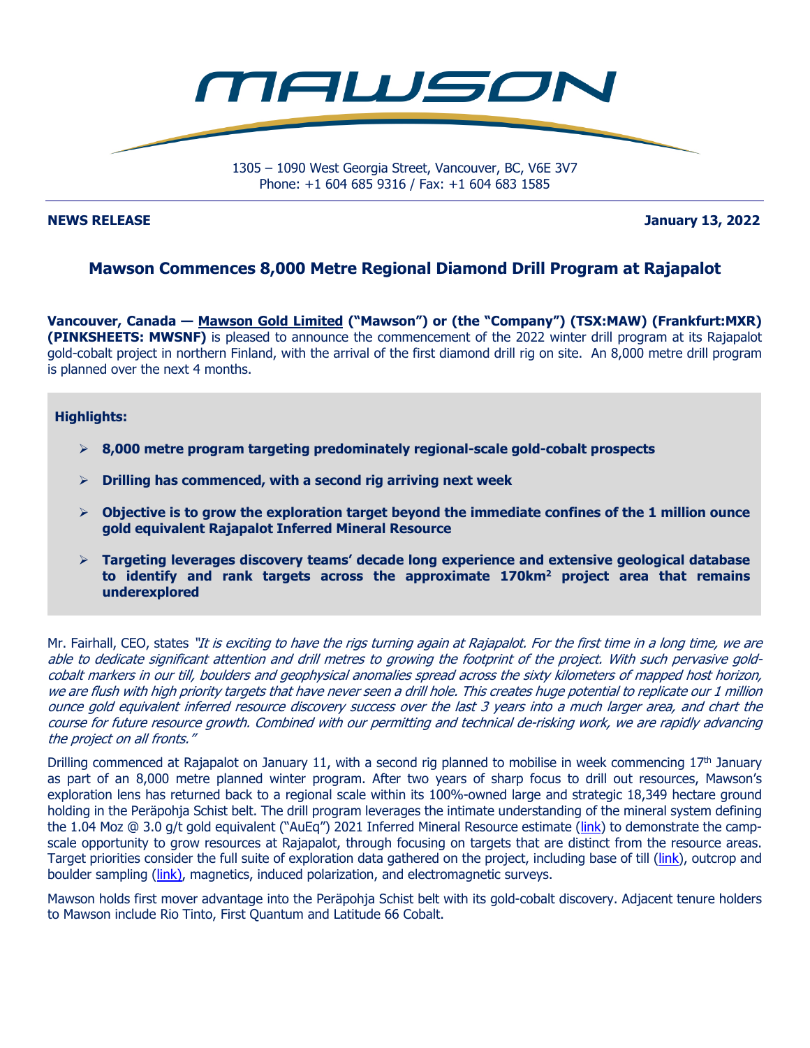# MAWSON

1305 – 1090 West Georgia Street, Vancouver, BC, V6E 3V7
Phone: +1 604 685 9316 / Fax: +1 604 683 1585

**NEWS RELEASE** **January 13, 2022**

## Mawson Commences 8,000 Metre Regional Diamond Drill Program at Rajapalot

**Vancouver, Canada — Mawson Gold Limited ("Mawson") or (the "Company") (TSX:MAW) (Frankfurt:MXR) (PINKSHEETS: MWSNF)** is pleased to announce the commencement of the 2022 winter drill program at its Rajapalot gold-cobalt project in northern Finland, with the arrival of the first diamond drill rig on site. An 8,000 metre drill program is planned over the next 4 months.

**Highlights:**

- **8,000 metre program targeting predominately regional-scale gold-cobalt prospects**
- **Drilling has commenced, with a second rig arriving next week**
- **Objective is to grow the exploration target beyond the immediate confines of the 1 million ounce gold equivalent Rajapalot Inferred Mineral Resource**
- **Targeting leverages discovery teams' decade long experience and extensive geological database to identify and rank targets across the approximate 170km$^2$ project area that remains underexplored**

Mr. Fairhall, CEO, states *"It is exciting to have the rigs turning again at Rajapalot. For the first time in a long time, we are able to dedicate significant attention and drill metres to growing the footprint of the project. With such pervasive gold-cobalt markers in our till, boulders and geophysical anomalies spread across the sixty kilometers of mapped host horizon, we are flush with high priority targets that have never seen a drill hole. This creates huge potential to replicate our 1 million ounce gold equivalent inferred resource discovery success over the last 3 years into a much larger area, and chart the course for future resource growth. Combined with our permitting and technical de-risking work, we are rapidly advancing the project on all fronts."*

Drilling commenced at Rajapalot on January 11, with a second rig planned to mobilise in week commencing 17th January as part of an 8,000 metre planned winter program. After two years of sharp focus to drill out resources, Mawson's exploration lens has returned back to a regional scale within its 100%-owned large and strategic 18,349 hectare ground holding in the Peräpohja Schist belt. The drill program leverages the intimate understanding of the mineral system defining the 1.04 Moz @ 3.0 g/t gold equivalent ("AuEq") 2021 Inferred Mineral Resource estimate (link) to demonstrate the camp-scale opportunity to grow resources at Rajapalot, through focusing on targets that are distinct from the resource areas. Target priorities consider the full suite of exploration data gathered on the project, including base of till (link), outcrop and boulder sampling (link), magnetics, induced polarization, and electromagnetic surveys.

Mawson holds first mover advantage into the Peräpohja Schist belt with its gold-cobalt discovery. Adjacent tenure holders to Mawson include Rio Tinto, First Quantum and Latitude 66 Cobalt.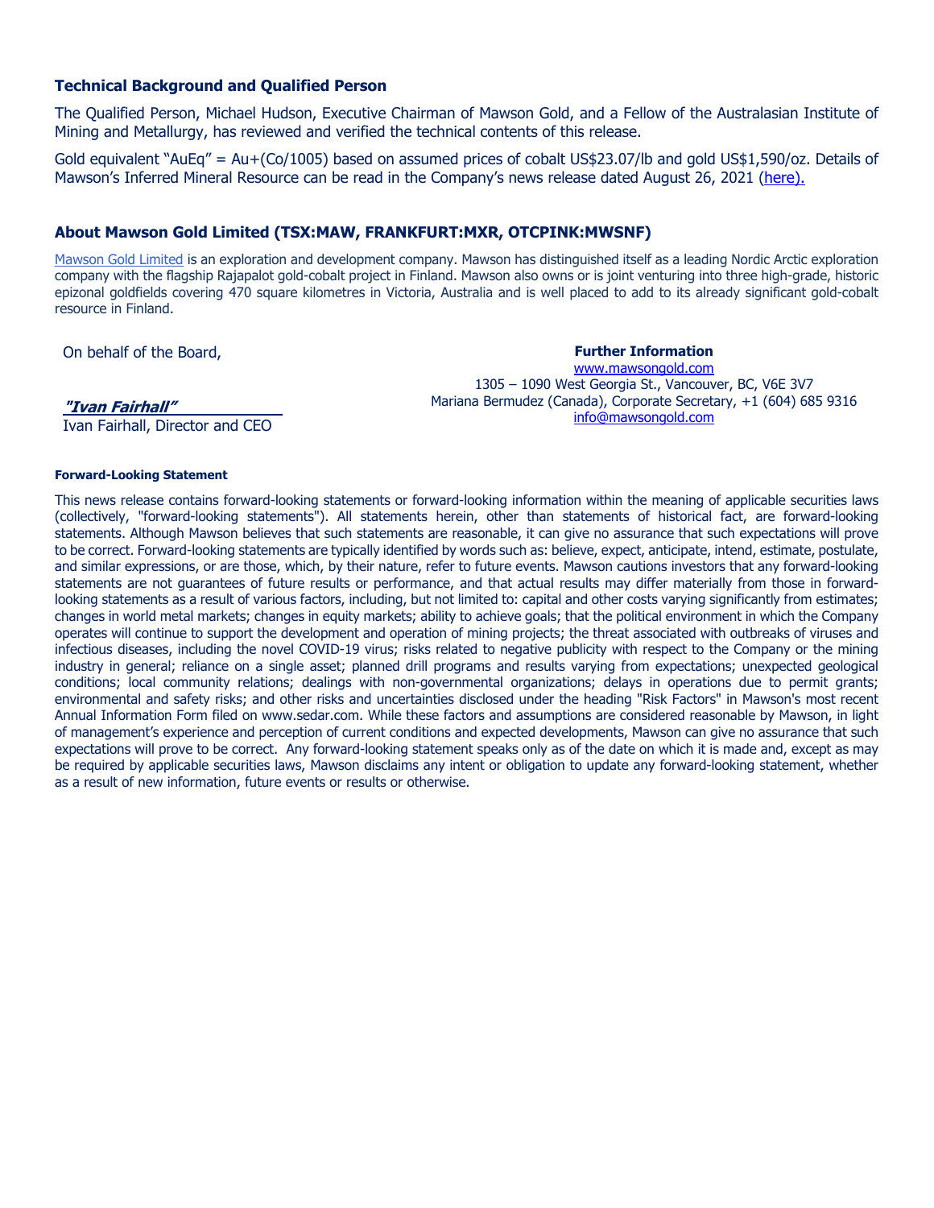### Technical Background and Qualified Person

The Qualified Person, Michael Hudson, Executive Chairman of Mawson Gold, and a Fellow of the Australasian Institute of Mining and Metallurgy, has reviewed and verified the technical contents of this release.

Gold equivalent "AuEq" = Au+(Co/1005) based on assumed prices of cobalt US$23.07/lb and gold US$1,590/oz. Details of Mawson's Inferred Mineral Resource can be read in the Company's news release dated August 26, 2021 (here).

### About Mawson Gold Limited (TSX:MAW, FRANKFURT:MXR, OTCPINK:MWSNF)

Mawson Gold Limited is an exploration and development company. Mawson has distinguished itself as a leading Nordic Arctic exploration company with the flagship Rajapalot gold-cobalt project in Finland. Mawson also owns or is joint venturing into three high-grade, historic epizonal goldfields covering 470 square kilometres in Victoria, Australia and is well placed to add to its already significant gold-cobalt resource in Finland.

On behalf of the Board,

***"Ivan Fairhall"***
Ivan Fairhall, Director and CEO

**Further Information**
www.mawsongold.com
1305 – 1090 West Georgia St., Vancouver, BC, V6E 3V7
Mariana Bermudez (Canada), Corporate Secretary, +1 (604) 685 9316
info@mawsongold.com

#### Forward-Looking Statement

This news release contains forward-looking statements or forward-looking information within the meaning of applicable securities laws (collectively, "forward-looking statements"). All statements herein, other than statements of historical fact, are forward-looking statements. Although Mawson believes that such statements are reasonable, it can give no assurance that such expectations will prove to be correct. Forward-looking statements are typically identified by words such as: believe, expect, anticipate, intend, estimate, postulate, and similar expressions, or are those, which, by their nature, refer to future events. Mawson cautions investors that any forward-looking statements are not guarantees of future results or performance, and that actual results may differ materially from those in forward-looking statements as a result of various factors, including, but not limited to: capital and other costs varying significantly from estimates; changes in world metal markets; changes in equity markets; ability to achieve goals; that the political environment in which the Company operates will continue to support the development and operation of mining projects; the threat associated with outbreaks of viruses and infectious diseases, including the novel COVID-19 virus; risks related to negative publicity with respect to the Company or the mining industry in general; reliance on a single asset; planned drill programs and results varying from expectations; unexpected geological conditions; local community relations; dealings with non-governmental organizations; delays in operations due to permit grants; environmental and safety risks; and other risks and uncertainties disclosed under the heading "Risk Factors" in Mawson's most recent Annual Information Form filed on www.sedar.com. While these factors and assumptions are considered reasonable by Mawson, in light of management's experience and perception of current conditions and expected developments, Mawson can give no assurance that such expectations will prove to be correct. Any forward-looking statement speaks only as of the date on which it is made and, except as may be required by applicable securities laws, Mawson disclaims any intent or obligation to update any forward-looking statement, whether as a result of new information, future events or results or otherwise.